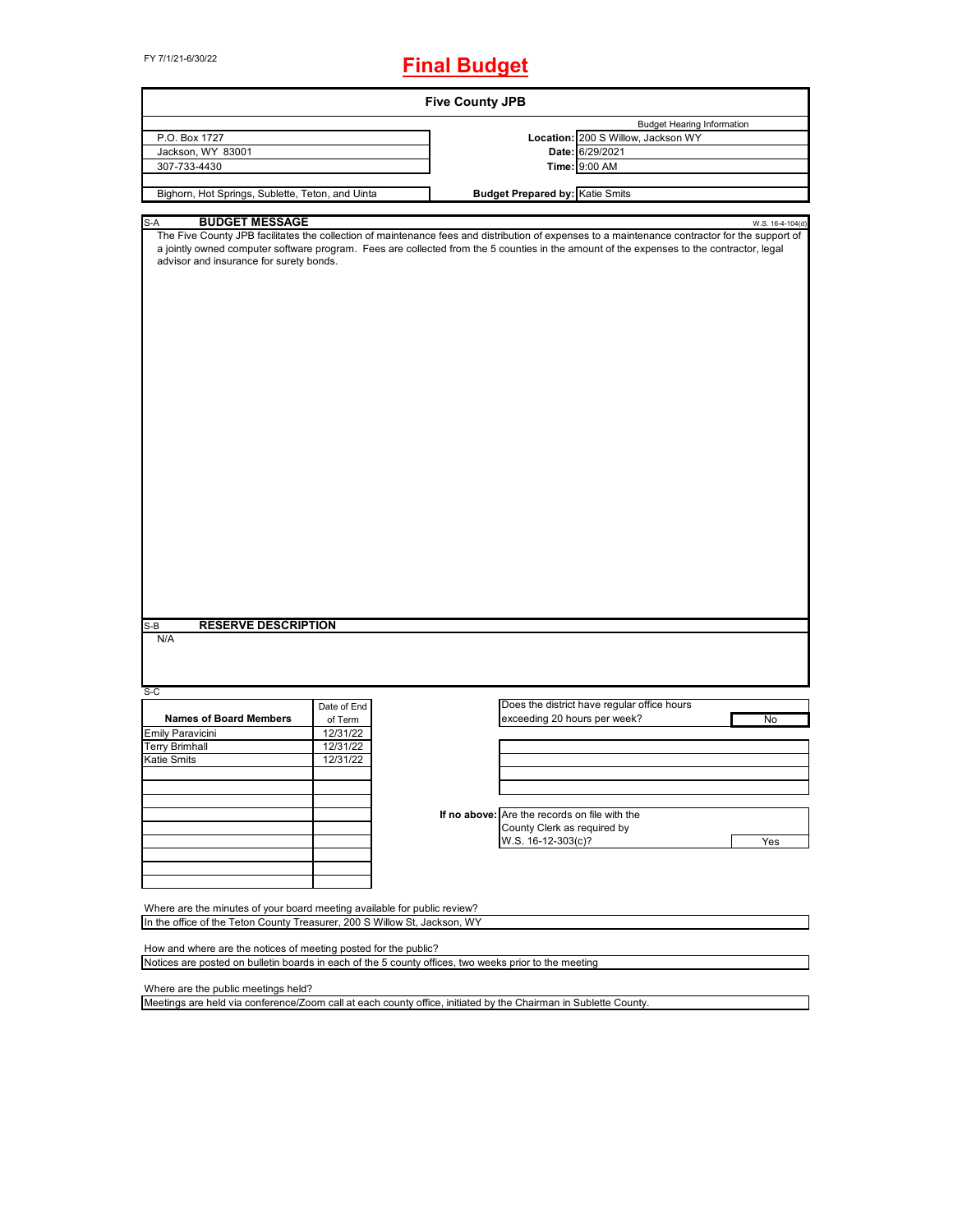FY 7/1/21-6/30/22

# Final Budget

## Five County JPB

| | | Budget Hearing Information |
|---|---|---|
| P.O. Box 1727 | **Location:** | 200 S Willow, Jackson WY |
| Jackson, WY 83001 | **Date:** | 6/29/2021 |
| 307-733-4430 | **Time:** | 9:00 AM |
| Bighorn, Hot Springs, Sublette, Teton, and Uinta | **Budget Prepared by:** | Katie Smits |

S-A **BUDGET MESSAGE** W.S. 16-4-104(d)

The Five County JPB facilitates the collection of maintenance fees and distribution of expenses to a maintenance contractor for the support of a jointly owned computer software program. Fees are collected from the 5 counties in the amount of the expenses to the contractor, legal advisor and insurance for surety bonds.

S-B **RESERVE DESCRIPTION**

N/A

S-C

| Names of Board Members | Date of End of Term |
|---|---|
| Emily Paravicini | 12/31/22 |
| Terry Brimhall | 12/31/22 |
| Katie Smits | 12/31/22 |

Does the district have regular office hours exceeding 20 hours per week? No

If no above: Are the records on file with the County Clerk as required by W.S. 16-12-303(c)? Yes

Where are the minutes of your board meeting available for public review?
In the office of the Teton County Treasurer, 200 S Willow St, Jackson, WY

How and where are the notices of meeting posted for the public?
Notices are posted on bulletin boards in each of the 5 county offices, two weeks prior to the meeting

Where are the public meetings held?
Meetings are held via conference/Zoom call at each county office, initiated by the Chairman in Sublette County.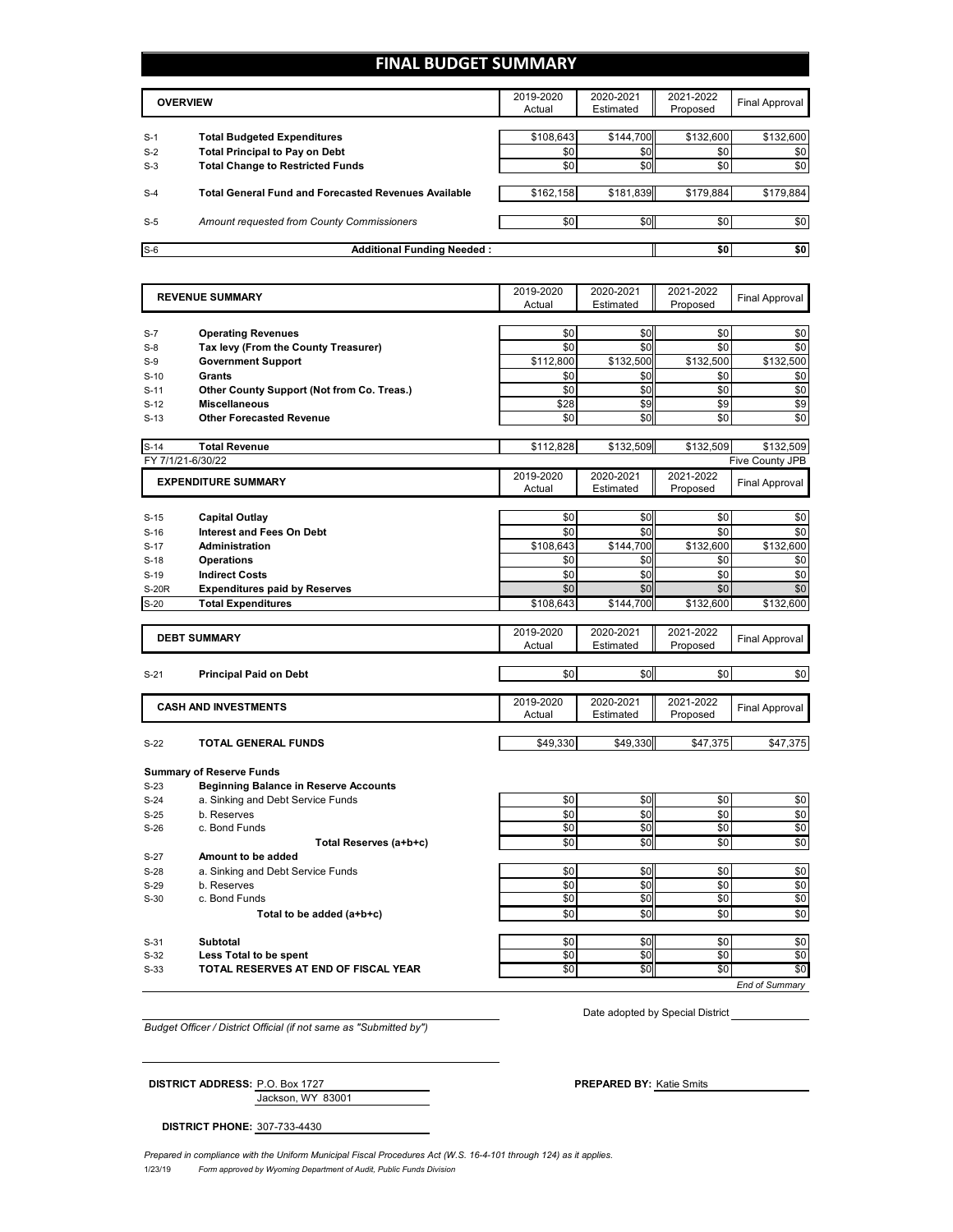# FINAL BUDGET SUMMARY

| | OVERVIEW | 2019-2020 Actual | 2020-2021 Estimated | 2021-2022 Proposed | Final Approval |
|---|---|---|---|---|---|
| S-1 | **Total Budgeted Expenditures** | $108,643 | $144,700 | $132,600 | $132,600 |
| S-2 | **Total Principal to Pay on Debt** | $0 | $0 | $0 | $0 |
| S-3 | **Total Change to Restricted Funds** | $0 | $0 | $0 | $0 |
| S-4 | **Total General Fund and Forecasted Revenues Available** | $162,158 | $181,839 | $179,884 | $179,884 |
| S-5 | *Amount requested from County Commissioners* | $0 | $0 | $0 | $0 |
| S-6 | **Additional Funding Needed :** | | | $0 | $0 |

| | REVENUE SUMMARY | 2019-2020 Actual | 2020-2021 Estimated | 2021-2022 Proposed | Final Approval |
|---|---|---|---|---|---|
| S-7 | **Operating Revenues** | $0 | $0 | $0 | $0 |
| S-8 | **Tax levy (From the County Treasurer)** | $0 | $0 | $0 | $0 |
| S-9 | **Government Support** | $112,800 | $132,500 | $132,500 | $132,500 |
| S-10 | **Grants** | $0 | $0 | $0 | $0 |
| S-11 | **Other County Support (Not from Co. Treas.)** | $0 | $0 | $0 | $0 |
| S-12 | **Miscellaneous** | $28 | $9 | $9 | $9 |
| S-13 | **Other Forecasted Revenue** | $0 | $0 | $0 | $0 |
| S-14 | **Total Revenue** | $112,828 | $132,509 | $132,509 | $132,509 |

FY 7/1/21-6/30/22 Five County JPB

| | EXPENDITURE SUMMARY | 2019-2020 Actual | 2020-2021 Estimated | 2021-2022 Proposed | Final Approval |
|---|---|---|---|---|---|
| S-15 | **Capital Outlay** | $0 | $0 | $0 | $0 |
| S-16 | **Interest and Fees On Debt** | $0 | $0 | $0 | $0 |
| S-17 | **Administration** | $108,643 | $144,700 | $132,600 | $132,600 |
| S-18 | **Operations** | $0 | $0 | $0 | $0 |
| S-19 | **Indirect Costs** | $0 | $0 | $0 | $0 |
| S-20R | **Expenditures paid by Reserves** | $0 | $0 | $0 | $0 |
| S-20 | **Total Expenditures** | $108,643 | $144,700 | $132,600 | $132,600 |

| | DEBT SUMMARY | 2019-2020 Actual | 2020-2021 Estimated | 2021-2022 Proposed | Final Approval |
|---|---|---|---|---|---|
| S-21 | **Principal Paid on Debt** | $0 | $0 | $0 | $0 |

| | CASH AND INVESTMENTS | 2019-2020 Actual | 2020-2021 Estimated | 2021-2022 Proposed | Final Approval |
|---|---|---|---|---|---|
| S-22 | **TOTAL GENERAL FUNDS** | $49,330 | $49,330 | $47,375 | $47,375 |
| | **Summary of Reserve Funds** | | | | |
| S-23 | **Beginning Balance in Reserve Accounts** | | | | |
| S-24 | a. Sinking and Debt Service Funds | $0 | $0 | $0 | $0 |
| S-25 | b. Reserves | $0 | $0 | $0 | $0 |
| S-26 | c. Bond Funds | $0 | $0 | $0 | $0 |
| | **Total Reserves (a+b+c)** | $0 | $0 | $0 | $0 |
| S-27 | **Amount to be added** | | | | |
| S-28 | a. Sinking and Debt Service Funds | $0 | $0 | $0 | $0 |
| S-29 | b. Reserves | $0 | $0 | $0 | $0 |
| S-30 | c. Bond Funds | $0 | $0 | $0 | $0 |
| | **Total to be added (a+b+c)** | $0 | $0 | $0 | $0 |
| S-31 | **Subtotal** | $0 | $0 | $0 | $0 |
| S-32 | **Less Total to be spent** | $0 | $0 | $0 | $0 |
| S-33 | **TOTAL RESERVES AT END OF FISCAL YEAR** | $0 | $0 | $0 | $0 |

*End of Summary*

Date adopted by Special District

*Budget Officer / District Official (if not same as "Submitted by")*

**DISTRICT ADDRESS:** P.O. Box 1727
Jackson, WY 83001

**PREPARED BY:** Katie Smits

**DISTRICT PHONE:** 307-733-4430

*Prepared in compliance with the Uniform Municipal Fiscal Procedures Act (W.S. 16-4-101 through 124) as it applies.*

1/23/19 *Form approved by Wyoming Department of Audit, Public Funds Division*